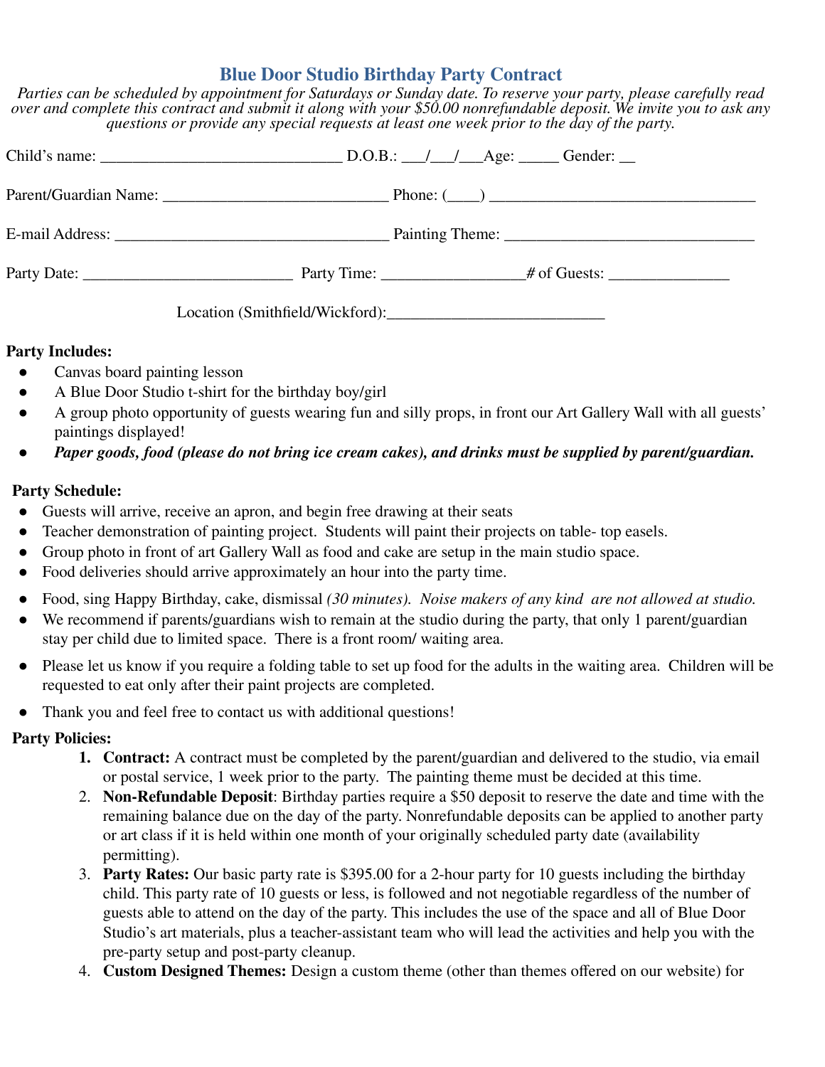# Blue Door Studio Birthday Party Contract

*Parties can be scheduled by appointment for Saturdays or Sunday date. To reserve your party, please carefully read over and complete this contract and submit it along with your $50.00 nonrefundable deposit. We invite you to ask any questions or provide any special requests at least one week prior to the day of the party.*

Child's name: ______________________________ D.O.B.: ___/___/___Age: _____ Gender: __

Parent/Guardian Name: ____________________________ Phone: (____) _________________________________

E-mail Address: __________________________________ Painting Theme: _______________________________

Party Date: __________________________ Party Time: _________________# of Guests: _______________

Location (Smithfield/Wickford):___________________________

**Party Includes:**

- Canvas board painting lesson
- A Blue Door Studio t-shirt for the birthday boy/girl
- A group photo opportunity of guests wearing fun and silly props, in front our Art Gallery Wall with all guests' paintings displayed!
- ***Paper goods, food (please do not bring ice cream cakes), and drinks must be supplied by parent/guardian.***

**Party Schedule:**

- Guests will arrive, receive an apron, and begin free drawing at their seats
- Teacher demonstration of painting project. Students will paint their projects on table- top easels.
- Group photo in front of art Gallery Wall as food and cake are setup in the main studio space.
- Food deliveries should arrive approximately an hour into the party time.
- Food, sing Happy Birthday, cake, dismissal *(30 minutes). Noise makers of any kind are not allowed at studio.*
- We recommend if parents/guardians wish to remain at the studio during the party, that only 1 parent/guardian stay per child due to limited space. There is a front room/ waiting area.
- Please let us know if you require a folding table to set up food for the adults in the waiting area. Children will be requested to eat only after their paint projects are completed.
- Thank you and feel free to contact us with additional questions!

**Party Policies:**

1. **Contract:** A contract must be completed by the parent/guardian and delivered to the studio, via email or postal service, 1 week prior to the party. The painting theme must be decided at this time.
2. **Non-Refundable Deposit**: Birthday parties require a $50 deposit to reserve the date and time with the remaining balance due on the day of the party. Nonrefundable deposits can be applied to another party or art class if it is held within one month of your originally scheduled party date (availability permitting).
3. **Party Rates:** Our basic party rate is $395.00 for a 2-hour party for 10 guests including the birthday child. This party rate of 10 guests or less, is followed and not negotiable regardless of the number of guests able to attend on the day of the party. This includes the use of the space and all of Blue Door Studio's art materials, plus a teacher-assistant team who will lead the activities and help you with the pre-party setup and post-party cleanup.
4. **Custom Designed Themes:** Design a custom theme (other than themes offered on our website) for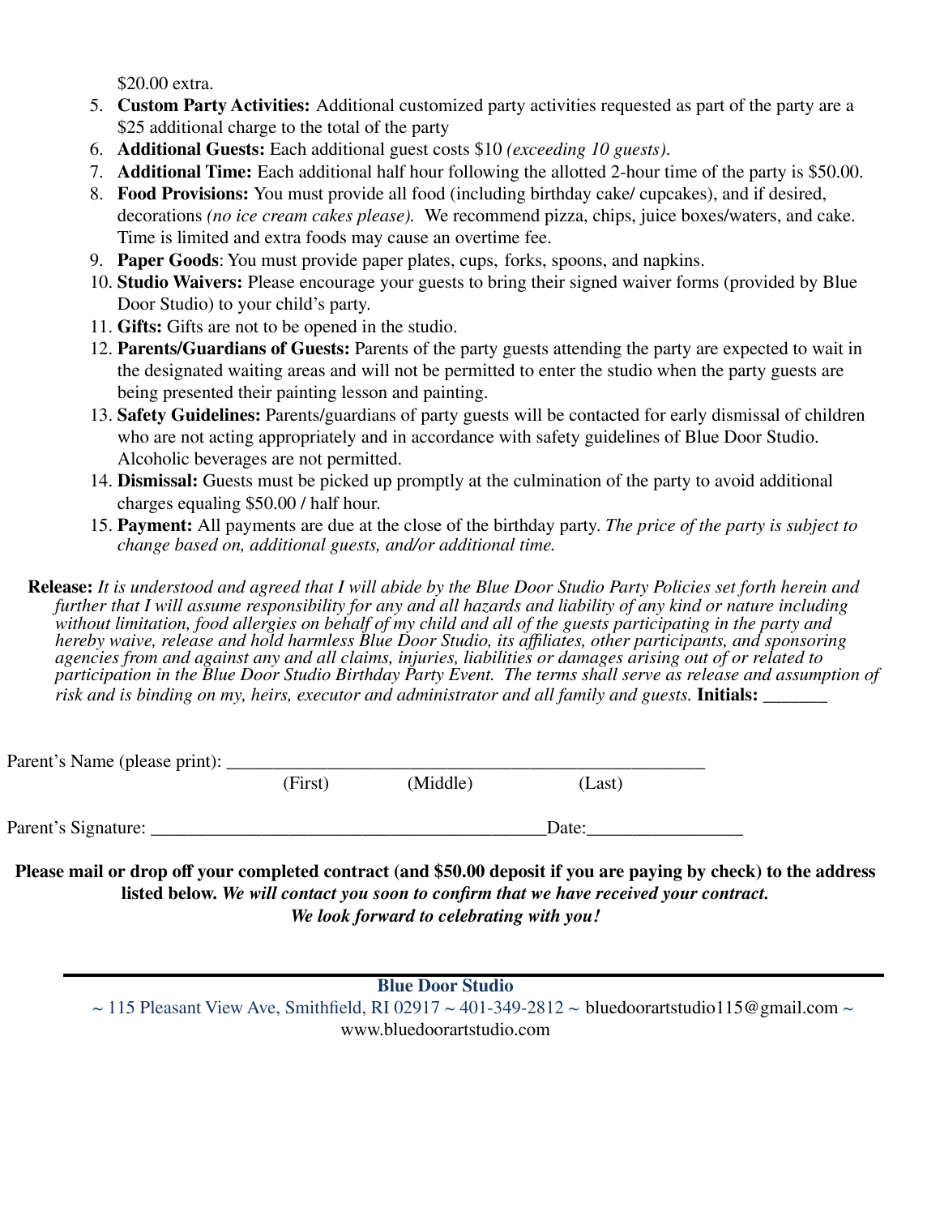$20.00 extra.

5. **Custom Party Activities:** Additional customized party activities requested as part of the party are a $25 additional charge to the total of the party
6. **Additional Guests:** Each additional guest costs $10 *(exceeding 10 guests)*.
7. **Additional Time:** Each additional half hour following the allotted 2-hour time of the party is $50.00.
8. **Food Provisions:** You must provide all food (including birthday cake/ cupcakes), and if desired, decorations *(no ice cream cakes please).* We recommend pizza, chips, juice boxes/waters, and cake. Time is limited and extra foods may cause an overtime fee.
9. **Paper Goods**: You must provide paper plates, cups, forks, spoons, and napkins.
10. **Studio Waivers:** Please encourage your guests to bring their signed waiver forms (provided by Blue Door Studio) to your child's party.
11. **Gifts:** Gifts are not to be opened in the studio.
12. **Parents/Guardians of Guests:** Parents of the party guests attending the party are expected to wait in the designated waiting areas and will not be permitted to enter the studio when the party guests are being presented their painting lesson and painting.
13. **Safety Guidelines:** Parents/guardians of party guests will be contacted for early dismissal of children who are not acting appropriately and in accordance with safety guidelines of Blue Door Studio. Alcoholic beverages are not permitted.
14. **Dismissal:** Guests must be picked up promptly at the culmination of the party to avoid additional charges equaling $50.00 / half hour.
15. **Payment:** All payments are due at the close of the birthday party. *The price of the party is subject to change based on, additional guests, and/or additional time.*

**Release:** *It is understood and agreed that I will abide by the Blue Door Studio Party Policies set forth herein and further that I will assume responsibility for any and all hazards and liability of any kind or nature including without limitation, food allergies on behalf of my child and all of the guests participating in the party and hereby waive, release and hold harmless Blue Door Studio, its affiliates, other participants, and sponsoring agencies from and against any and all claims, injuries, liabilities or damages arising out of or related to participation in the Blue Door Studio Birthday Party Event. The terms shall serve as release and assumption of risk and is binding on my, heirs, executor and administrator and all family and guests.* **Initials:** _______

Parent's Name (please print): ______________________________________________________
(First) (Middle) (Last)

Parent's Signature: ____________________________________________Date:_________________

**Please mail or drop off your completed contract (and $50.00 deposit if you are paying by check) to the address listed below.** ***We will contact you soon to confirm that we have received your contract.***
***We look forward to celebrating with you!***

---

**Blue Door Studio**
~ 115 Pleasant View Ave, Smithfield, RI 02917 ~ 401-349-2812 ~ bluedoorartstudio115@gmail.com ~
www.bluedoorartstudio.com